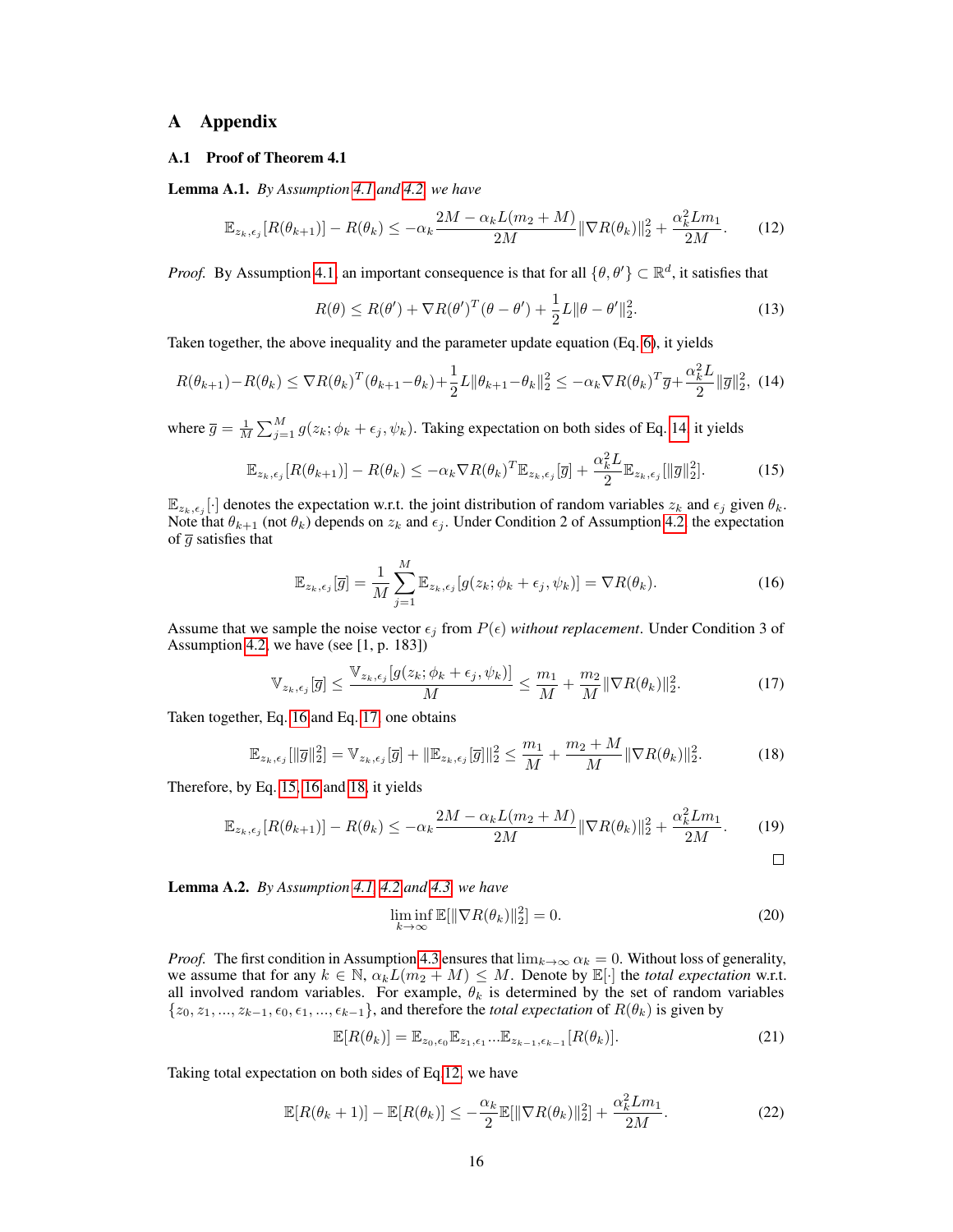# A Appendix

## A.1 Proof of Theorem 4.1

**Lemma A.1.** *By Assumption 4.1 and 4.2, we have*

$$\mathbb{E}_{z_k,\epsilon_j}[R(\theta_{k+1})] - R(\theta_k) \leq -\alpha_k \frac{2M - \alpha_k L(m_2 + M)}{2M}\|\nabla R(\theta_k)\|_2^2 + \frac{\alpha_k^2 L m_1}{2M}. \tag{12}$$

*Proof.* By Assumption 4.1, an important consequence is that for all $\{\theta, \theta'\} \subset \mathbb{R}^d$, it satisfies that

$$R(\theta) \leq R(\theta') + \nabla R(\theta')^T(\theta - \theta') + \frac{1}{2}L\|\theta - \theta'\|_2^2. \tag{13}$$

Taken together, the above inequality and the parameter update equation (Eq. 6), it yields

$$R(\theta_{k+1}) - R(\theta_k) \leq \nabla R(\theta_k)^T(\theta_{k+1} - \theta_k) + \frac{1}{2}L\|\theta_{k+1} - \theta_k\|_2^2 \leq -\alpha_k \nabla R(\theta_k)^T \overline{g} + \frac{\alpha_k^2 L}{2}\|\overline{g}\|_2^2, \tag{14}$$

where $\overline{g} = \frac{1}{M}\sum_{j=1}^{M} g(z_k; \phi_k + \epsilon_j, \psi_k)$. Taking expectation on both sides of Eq. 14, it yields

$$\mathbb{E}_{z_k,\epsilon_j}[R(\theta_{k+1})] - R(\theta_k) \leq -\alpha_k \nabla R(\theta_k)^T \mathbb{E}_{z_k,\epsilon_j}[\overline{g}] + \frac{\alpha_k^2 L}{2}\mathbb{E}_{z_k,\epsilon_j}[\|\overline{g}\|_2^2]. \tag{15}$$

$\mathbb{E}_{z_k,\epsilon_j}[\cdot]$ denotes the expectation w.r.t. the joint distribution of random variables $z_k$ and $\epsilon_j$ given $\theta_k$. Note that $\theta_{k+1}$ (not $\theta_k$) depends on $z_k$ and $\epsilon_j$. Under Condition 2 of Assumption 4.2, the expectation of $\overline{g}$ satisfies that

$$\mathbb{E}_{z_k,\epsilon_j}[\overline{g}] = \frac{1}{M}\sum_{j=1}^{M}\mathbb{E}_{z_k,\epsilon_j}[g(z_k; \phi_k + \epsilon_j, \psi_k)] = \nabla R(\theta_k). \tag{16}$$

Assume that we sample the noise vector $\epsilon_j$ from $P(\epsilon)$ *without replacement*. Under Condition 3 of Assumption 4.2, we have (see [1, p. 183])

$$\mathbb{V}_{z_k,\epsilon_j}[\overline{g}] \leq \frac{\mathbb{V}_{z_k,\epsilon_j}[g(z_k; \phi_k + \epsilon_j, \psi_k)]}{M} \leq \frac{m_1}{M} + \frac{m_2}{M}\|\nabla R(\theta_k)\|_2^2. \tag{17}$$

Taken together, Eq. 16 and Eq. 17, one obtains

$$\mathbb{E}_{z_k,\epsilon_j}[\|\overline{g}\|_2^2] = \mathbb{V}_{z_k,\epsilon_j}[\overline{g}] + \|\mathbb{E}_{z_k,\epsilon_j}[\overline{g}]\|_2^2 \leq \frac{m_1}{M} + \frac{m_2 + M}{M}\|\nabla R(\theta_k)\|_2^2. \tag{18}$$

Therefore, by Eq. 15, 16 and 18, it yields

$$\mathbb{E}_{z_k,\epsilon_j}[R(\theta_{k+1})] - R(\theta_k) \leq -\alpha_k \frac{2M - \alpha_k L(m_2 + M)}{2M}\|\nabla R(\theta_k)\|_2^2 + \frac{\alpha_k^2 L m_1}{2M}. \tag{19}$$

□

**Lemma A.2.** *By Assumption 4.1, 4.2 and 4.3, we have*

$$\liminf_{k\to\infty} \mathbb{E}[\|\nabla R(\theta_k)\|_2^2] = 0. \tag{20}$$

*Proof.* The first condition in Assumption 4.3 ensures that $\lim_{k\to\infty}\alpha_k = 0$. Without loss of generality, we assume that for any $k \in \mathbb{N}$, $\alpha_k L(m_2 + M) \leq M$. Denote by $\mathbb{E}[\cdot]$ the *total expectation* w.r.t. all involved random variables. For example, $\theta_k$ is determined by the set of random variables $\{z_0, z_1, ..., z_{k-1}, \epsilon_0, \epsilon_1, ..., \epsilon_{k-1}\}$, and therefore the *total expectation* of $R(\theta_k)$ is given by

$$\mathbb{E}[R(\theta_k)] = \mathbb{E}_{z_0,\epsilon_0}\mathbb{E}_{z_1,\epsilon_1}...\mathbb{E}_{z_{k-1},\epsilon_{k-1}}[R(\theta_k)]. \tag{21}$$

Taking total expectation on both sides of Eq.12, we have

$$\mathbb{E}[R(\theta_k + 1)] - \mathbb{E}[R(\theta_k)] \leq -\frac{\alpha_k}{2}\mathbb{E}[\|\nabla R(\theta_k)\|_2^2] + \frac{\alpha_k^2 L m_1}{2M}. \tag{22}$$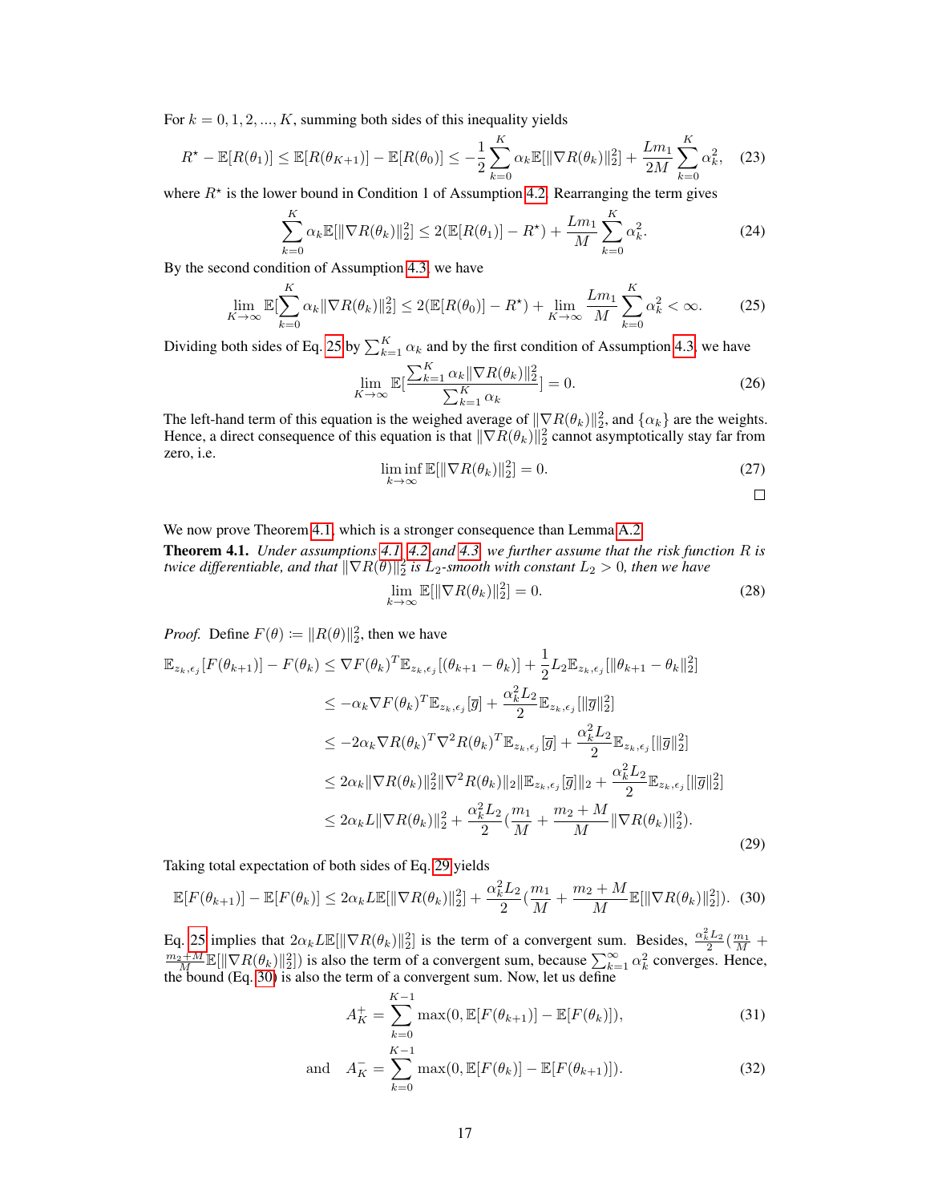For $k = 0, 1, 2, ..., K$, summing both sides of this inequality yields

$$R^\star - \mathbb{E}[R(\theta_1)] \leq \mathbb{E}[R(\theta_{K+1})] - \mathbb{E}[R(\theta_0)] \leq -\frac{1}{2}\sum_{k=0}^{K} \alpha_k \mathbb{E}[\|\nabla R(\theta_k)\|_2^2] + \frac{Lm_1}{2M}\sum_{k=0}^{K}\alpha_k^2, \quad (23)$$

where $R^\star$ is the lower bound in Condition 1 of Assumption 4.2. Rearranging the term gives

$$\sum_{k=0}^{K} \alpha_k \mathbb{E}[\|\nabla R(\theta_k)\|_2^2] \leq 2(\mathbb{E}[R(\theta_1)] - R^\star) + \frac{Lm_1}{M}\sum_{k=0}^{K}\alpha_k^2. \quad (24)$$

By the second condition of Assumption 4.3, we have

$$\lim_{K\to\infty} \mathbb{E}[\sum_{k=0}^{K} \alpha_k \|\nabla R(\theta_k)\|_2^2] \leq 2(\mathbb{E}[R(\theta_0)] - R^\star) + \lim_{K\to\infty} \frac{Lm_1}{M}\sum_{k=0}^{K}\alpha_k^2 < \infty. \quad (25)$$

Dividing both sides of Eq. 25 by $\sum_{k=1}^{K}\alpha_k$ and by the first condition of Assumption 4.3, we have

$$\lim_{K\to\infty} \mathbb{E}[\frac{\sum_{k=1}^{K}\alpha_k \|\nabla R(\theta_k)\|_2^2}{\sum_{k=1}^{K}\alpha_k}] = 0. \quad (26)$$

The left-hand term of this equation is the weighed average of $\|\nabla R(\theta_k)\|_2^2$, and $\{\alpha_k\}$ are the weights. Hence, a direct consequence of this equation is that $\|\nabla R(\theta_k)\|_2^2$ cannot asymptotically stay far from zero, i.e.

$$\liminf_{k\to\infty} \mathbb{E}[\|\nabla R(\theta_k)\|_2^2] = 0. \quad (27)$$

□

We now prove Theorem 4.1, which is a stronger consequence than Lemma A.2.

**Theorem 4.1.** *Under assumptions 4.1, 4.2 and 4.3, we further assume that the risk function $R$ is twice differentiable, and that $\|\nabla R(\theta)\|_2^2$ is $L_2$-smooth with constant $L_2 > 0$, then we have*

$$\lim_{k\to\infty} \mathbb{E}[\|\nabla R(\theta_k)\|_2^2] = 0. \quad (28)$$

*Proof.* Define $F(\theta) := \|R(\theta)\|_2^2$, then we have

$$\begin{aligned}
\mathbb{E}_{z_k,\epsilon_j}[F(\theta_{k+1})] - F(\theta_k) &\leq \nabla F(\theta_k)^T \mathbb{E}_{z_k,\epsilon_j}[(\theta_{k+1} - \theta_k)] + \frac{1}{2}L_2 \mathbb{E}_{z_k,\epsilon_j}[\|\theta_{k+1} - \theta_k\|_2^2] \\
&\leq -\alpha_k \nabla F(\theta_k)^T \mathbb{E}_{z_k,\epsilon_j}[\overline{g}] + \frac{\alpha_k^2 L_2}{2}\mathbb{E}_{z_k,\epsilon_j}[\|\overline{g}\|_2^2] \\
&\leq -2\alpha_k \nabla R(\theta_k)^T \nabla^2 R(\theta_k)^T \mathbb{E}_{z_k,\epsilon_j}[\overline{g}] + \frac{\alpha_k^2 L_2}{2}\mathbb{E}_{z_k,\epsilon_j}[\|\overline{g}\|_2^2] \\
&\leq 2\alpha_k \|\nabla R(\theta_k)\|_2^2 \|\nabla^2 R(\theta_k)\|_2 \|\mathbb{E}_{z_k,\epsilon_j}[\overline{g}]\|_2 + \frac{\alpha_k^2 L_2}{2}\mathbb{E}_{z_k,\epsilon_j}[\|\overline{g}\|_2^2] \\
&\leq 2\alpha_k L \|\nabla R(\theta_k)\|_2^2 + \frac{\alpha_k^2 L_2}{2}(\frac{m_1}{M} + \frac{m_2 + M}{M}\|\nabla R(\theta_k)\|_2^2).
\end{aligned} \quad (29)$$

Taking total expectation of both sides of Eq. 29 yields

$$\mathbb{E}[F(\theta_{k+1})] - \mathbb{E}[F(\theta_k)] \leq 2\alpha_k L \mathbb{E}[\|\nabla R(\theta_k)\|_2^2] + \frac{\alpha_k^2 L_2}{2}(\frac{m_1}{M} + \frac{m_2 + M}{M}\mathbb{E}[\|\nabla R(\theta_k)\|_2^2]). \quad (30)$$

Eq. 25 implies that $2\alpha_k L \mathbb{E}[\|\nabla R(\theta_k)\|_2^2]$ is the term of a convergent sum. Besides, $\frac{\alpha_k^2 L_2}{2}(\frac{m_1}{M} + \frac{m_2+M}{M}\mathbb{E}[\|\nabla R(\theta_k)\|_2^2])$ is also the term of a convergent sum, because $\sum_{k=1}^{\infty}\alpha_k^2$ converges. Hence, the bound (Eq. 30) is also the term of a convergent sum. Now, let us define

$$A_K^+ = \sum_{k=0}^{K-1} \max(0, \mathbb{E}[F(\theta_{k+1})] - \mathbb{E}[F(\theta_k)]), \quad (31)$$

$$\text{and} \quad A_K^- = \sum_{k=0}^{K-1} \max(0, \mathbb{E}[F(\theta_k)] - \mathbb{E}[F(\theta_{k+1})]). \quad (32)$$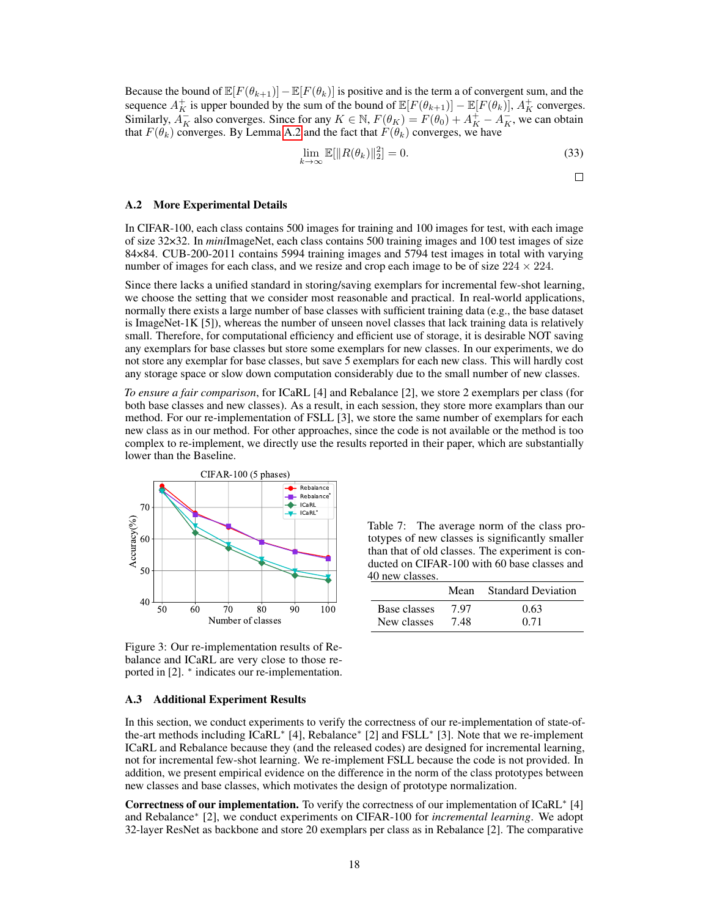Because the bound of $\mathbb{E}[F(\theta_{k+1})] - \mathbb{E}[F(\theta_k)]$ is positive and is the term a of convergent sum, and the sequence $A_K^+$ is upper bounded by the sum of the bound of $\mathbb{E}[F(\theta_{k+1})] - \mathbb{E}[F(\theta_k)]$, $A_K^+$ converges. Similarly, $A_K^-$ also converges. Since for any $K \in \mathbb{N}$, $F(\theta_K) = F(\theta_0) + A_K^+ - A_K^-$, we can obtain that $F(\theta_k)$ converges. By Lemma A.2 and the fact that $F(\theta_k)$ converges, we have

$$\lim_{k\to\infty} \mathbb{E}[\|R(\theta_k)\|_2^2] = 0. \tag{33}$$

□

### A.2 More Experimental Details

In CIFAR-100, each class contains 500 images for training and 100 images for test, with each image of size 32×32. In *mini*ImageNet, each class contains 500 training images and 100 test images of size 84×84. CUB-200-2011 contains 5994 training images and 5794 test images in total with varying number of images for each class, and we resize and crop each image to be of size $224 \times 224$.

Since there lacks a unified standard in storing/saving exemplars for incremental few-shot learning, we choose the setting that we consider most reasonable and practical. In real-world applications, normally there exists a large number of base classes with sufficient training data (e.g., the base dataset is ImageNet-1K [5]), whereas the number of unseen novel classes that lack training data is relatively small. Therefore, for computational efficiency and efficient use of storage, it is desirable NOT saving any exemplars for base classes but store some exemplars for new classes. In our experiments, we do not store any exemplar for base classes, but save 5 exemplars for each new class. This will hardly cost any storage space or slow down computation considerably due to the small number of new classes.

*To ensure a fair comparison*, for ICaRL [4] and Rebalance [2], we store 2 exemplars per class (for both base classes and new classes). As a result, in each session, they store more examplars than our method. For our re-implementation of FSLL [3], we store the same number of exemplars for each new class as in our method. For other approaches, since the code is not available or the code is too complex to re-implement, we directly use the results reported in their paper, which are substantially lower than the Baseline.

Figure 3: Our re-implementation results of Rebalance and ICaRL are very close to those reported in [2]. * indicates our re-implementation.

Table 7: The average norm of the class prototypes of new classes is significantly smaller than that of old classes. The experiment is conducted on CIFAR-100 with 60 base classes and 40 new classes.

| | Mean | Standard Deviation |
|---|---|---|
| Base classes | 7.97 | 0.63 |
| New classes | 7.48 | 0.71 |

### A.3 Additional Experiment Results

In this section, we conduct experiments to verify the correctness of our re-implementation of state-of-the-art methods including ICaRL* [4], Rebalance* [2] and FSLL* [3]. Note that we re-implement ICaRL and Rebalance because they (and the released codes) are designed for incremental learning, not for incremental few-shot learning. We re-implement FSLL because the code is not provided. In addition, we present empirical evidence on the difference in the norm of the class prototypes between new classes and base classes, which motivates the design of prototype normalization.

**Correctness of our implementation.** To verify the correctness of our implementation of ICaRL* [4] and Rebalance* [2], we conduct experiments on CIFAR-100 for *incremental learning*. We adopt 32-layer ResNet as backbone and store 20 exemplars per class as in Rebalance [2]. The comparative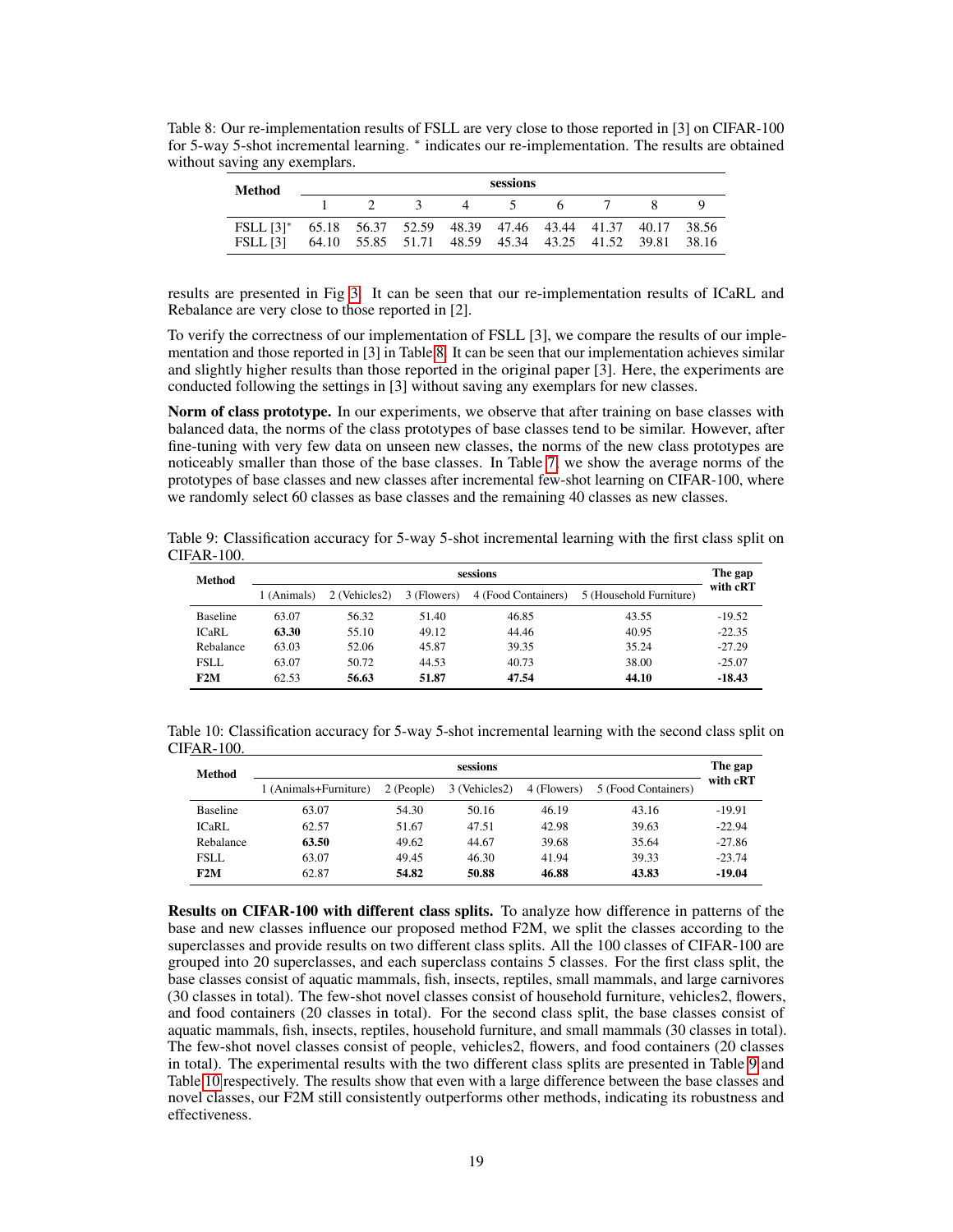Table 8: Our re-implementation results of FSLL are very close to those reported in [3] on CIFAR-100 for 5-way 5-shot incremental learning. * indicates our re-implementation. The results are obtained without saving any exemplars.

| Method | sessions | | | | | | | | |
|---|---|---|---|---|---|---|---|---|---|
| | 1 | 2 | 3 | 4 | 5 | 6 | 7 | 8 | 9 |
| FSLL [3]* | 65.18 | 56.37 | 52.59 | 48.39 | 47.46 | 43.44 | 41.37 | 40.17 | 38.56 |
| FSLL [3] | 64.10 | 55.85 | 51.71 | 48.59 | 45.34 | 43.25 | 41.52 | 39.81 | 38.16 |

results are presented in Fig 3. It can be seen that our re-implementation results of ICaRL and Rebalance are very close to those reported in [2].

To verify the correctness of our implementation of FSLL [3], we compare the results of our implementation and those reported in [3] in Table 8. It can be seen that our implementation achieves similar and slightly higher results than those reported in the original paper [3]. Here, the experiments are conducted following the settings in [3] without saving any exemplars for new classes.

**Norm of class prototype.** In our experiments, we observe that after training on base classes with balanced data, the norms of the class prototypes of base classes tend to be similar. However, after fine-tuning with very few data on unseen new classes, the norms of the new class prototypes are noticeably smaller than those of the base classes. In Table 7, we show the average norms of the prototypes of base classes and new classes after incremental few-shot learning on CIFAR-100, where we randomly select 60 classes as base classes and the remaining 40 classes as new classes.

Table 9: Classification accuracy for 5-way 5-shot incremental learning with the first class split on CIFAR-100.

| Method | sessions | | | | | The gap with cRT |
|---|---|---|---|---|---|---|
| | 1 (Animals) | 2 (Vehicles2) | 3 (Flowers) | 4 (Food Containers) | 5 (Household Furniture) | |
| Baseline | 63.07 | 56.32 | 51.40 | 46.85 | 43.55 | -19.52 |
| ICaRL | **63.30** | 55.10 | 49.12 | 44.46 | 40.95 | -22.35 |
| Rebalance | 63.03 | 52.06 | 45.87 | 39.35 | 35.24 | -27.29 |
| FSLL | 63.07 | 50.72 | 44.53 | 40.73 | 38.00 | -25.07 |
| **F2M** | 62.53 | **56.63** | **51.87** | **47.54** | **44.10** | **-18.43** |

Table 10: Classification accuracy for 5-way 5-shot incremental learning with the second class split on CIFAR-100.

| Method | sessions | | | | | The gap with cRT |
|---|---|---|---|---|---|---|
| | 1 (Animals+Furniture) | 2 (People) | 3 (Vehicles2) | 4 (Flowers) | 5 (Food Containers) | |
| Baseline | 63.07 | 54.30 | 50.16 | 46.19 | 43.16 | -19.91 |
| ICaRL | 62.57 | 51.67 | 47.51 | 42.98 | 39.63 | -22.94 |
| Rebalance | **63.50** | 49.62 | 44.67 | 39.68 | 35.64 | -27.86 |
| FSLL | 63.07 | 49.45 | 46.30 | 41.94 | 39.33 | -23.74 |
| **F2M** | 62.87 | **54.82** | **50.88** | **46.88** | **43.83** | **-19.04** |

**Results on CIFAR-100 with different class splits.** To analyze how difference in patterns of the base and new classes influence our proposed method F2M, we split the classes according to the superclasses and provide results on two different class splits. All the 100 classes of CIFAR-100 are grouped into 20 superclasses, and each superclass contains 5 classes. For the first class split, the base classes consist of aquatic mammals, fish, insects, reptiles, small mammals, and large carnivores (30 classes in total). The few-shot novel classes consist of household furniture, vehicles2, flowers, and food containers (20 classes in total). For the second class split, the base classes consist of aquatic mammals, fish, insects, reptiles, household furniture, and small mammals (30 classes in total). The few-shot novel classes consist of people, vehicles2, flowers, and food containers (20 classes in total). The experimental results with the two different class splits are presented in Table 9 and Table 10 respectively. The results show that even with a large difference between the base classes and novel classes, our F2M still consistently outperforms other methods, indicating its robustness and effectiveness.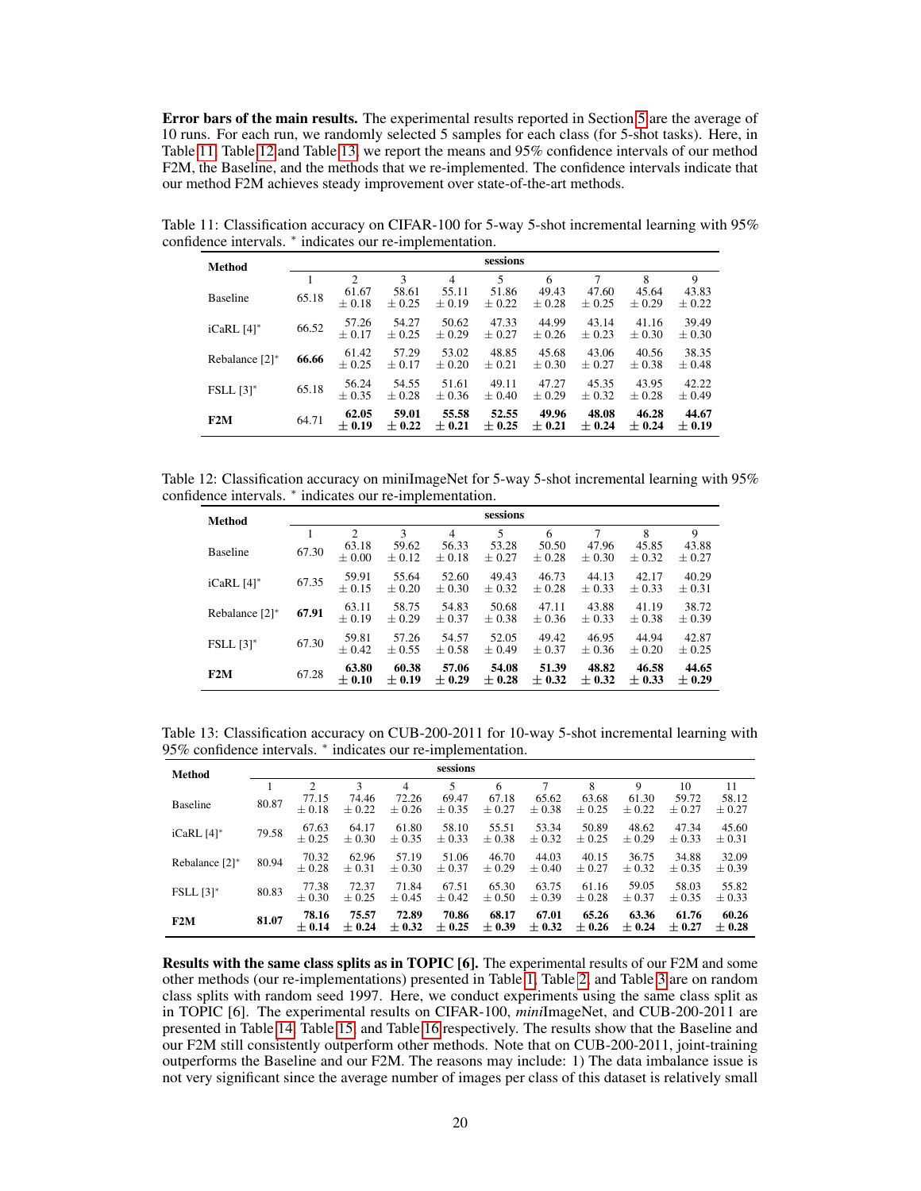**Error bars of the main results.** The experimental results reported in Section 5 are the average of 10 runs. For each run, we randomly selected 5 samples for each class (for 5-shot tasks). Here, in Table 11, Table 12 and Table 13, we report the means and 95% confidence intervals of our method F2M, the Baseline, and the methods that we re-implemented. The confidence intervals indicate that our method F2M achieves steady improvement over state-of-the-art methods.

Table 11: Classification accuracy on CIFAR-100 for 5-way 5-shot incremental learning with 95% confidence intervals. * indicates our re-implementation.

| Method | sessions | | | | | | | | |
|---|---|---|---|---|---|---|---|---|---|
| | 1 | 2 | 3 | 4 | 5 | 6 | 7 | 8 | 9 |
| Baseline | 65.18 | 61.67 ± 0.18 | 58.61 ± 0.25 | 55.11 ± 0.19 | 51.86 ± 0.22 | 49.43 ± 0.28 | 47.60 ± 0.25 | 45.64 ± 0.29 | 43.83 ± 0.22 |
| iCaRL [4]* | 66.52 | 57.26 ± 0.17 | 54.27 ± 0.25 | 50.62 ± 0.29 | 47.33 ± 0.27 | 44.99 ± 0.26 | 43.14 ± 0.23 | 41.16 ± 0.30 | 39.49 ± 0.30 |
| Rebalance [2]* | **66.66** | 61.42 ± 0.25 | 57.29 ± 0.17 | 53.02 ± 0.20 | 48.85 ± 0.21 | 45.68 ± 0.30 | 43.06 ± 0.27 | 40.56 ± 0.38 | 38.35 ± 0.48 |
| FSLL [3]* | 65.18 | 56.24 ± 0.35 | 54.55 ± 0.28 | 51.61 ± 0.36 | 49.11 ± 0.40 | 47.27 ± 0.29 | 45.35 ± 0.32 | 43.95 ± 0.28 | 42.22 ± 0.49 |
| **F2M** | 64.71 | **62.05 ± 0.19** | **59.01 ± 0.22** | **55.58 ± 0.21** | **52.55 ± 0.25** | **49.96 ± 0.21** | **48.08 ± 0.24** | **46.28 ± 0.24** | **44.67 ± 0.19** |

Table 12: Classification accuracy on miniImageNet for 5-way 5-shot incremental learning with 95% confidence intervals. * indicates our re-implementation.

| Method | sessions | | | | | | | | |
|---|---|---|---|---|---|---|---|---|---|
| | 1 | 2 | 3 | 4 | 5 | 6 | 7 | 8 | 9 |
| Baseline | 67.30 | 63.18 ± 0.00 | 59.62 ± 0.12 | 56.33 ± 0.18 | 53.28 ± 0.27 | 50.50 ± 0.28 | 47.96 ± 0.30 | 45.85 ± 0.32 | 43.88 ± 0.27 |
| iCaRL [4]* | 67.35 | 59.91 ± 0.15 | 55.64 ± 0.20 | 52.60 ± 0.30 | 49.43 ± 0.32 | 46.73 ± 0.28 | 44.13 ± 0.33 | 42.17 ± 0.33 | 40.29 ± 0.31 |
| Rebalance [2]* | **67.91** | 63.11 ± 0.19 | 58.75 ± 0.29 | 54.83 ± 0.37 | 50.68 ± 0.38 | 47.11 ± 0.36 | 43.88 ± 0.33 | 41.19 ± 0.38 | 38.72 ± 0.39 |
| FSLL [3]* | 67.30 | 59.81 ± 0.42 | 57.26 ± 0.55 | 54.57 ± 0.58 | 52.05 ± 0.49 | 49.42 ± 0.37 | 46.95 ± 0.36 | 44.94 ± 0.20 | 42.87 ± 0.25 |
| **F2M** | 67.28 | **63.80 ± 0.10** | **60.38 ± 0.19** | **57.06 ± 0.29** | **54.08 ± 0.28** | **51.39 ± 0.32** | **48.82 ± 0.32** | **46.58 ± 0.33** | **44.65 ± 0.29** |

Table 13: Classification accuracy on CUB-200-2011 for 10-way 5-shot incremental learning with 95% confidence intervals. * indicates our re-implementation.

| Method | sessions | | | | | | | | | | |
|---|---|---|---|---|---|---|---|---|---|---|---|
| | 1 | 2 | 3 | 4 | 5 | 6 | 7 | 8 | 9 | 10 | 11 |
| Baseline | 80.87 | 77.15 ± 0.18 | 74.46 ± 0.22 | 72.26 ± 0.26 | 69.47 ± 0.35 | 67.18 ± 0.27 | 65.62 ± 0.38 | 63.68 ± 0.25 | 61.30 ± 0.22 | 59.72 ± 0.27 | 58.12 ± 0.27 |
| iCaRL [4]* | 79.58 | 67.63 ± 0.25 | 64.17 ± 0.30 | 61.80 ± 0.35 | 58.10 ± 0.33 | 55.51 ± 0.38 | 53.34 ± 0.32 | 50.89 ± 0.25 | 48.62 ± 0.29 | 47.34 ± 0.33 | 45.60 ± 0.31 |
| Rebalance [2]* | 80.94 | 70.32 ± 0.28 | 62.96 ± 0.31 | 57.19 ± 0.30 | 51.06 ± 0.37 | 46.70 ± 0.29 | 44.03 ± 0.40 | 40.15 ± 0.27 | 36.75 ± 0.32 | 34.88 ± 0.35 | 32.09 ± 0.39 |
| FSLL [3]* | 80.83 | 77.38 ± 0.30 | 72.37 ± 0.25 | 71.84 ± 0.45 | 67.51 ± 0.42 | 65.30 ± 0.50 | 63.75 ± 0.39 | 61.16 ± 0.28 | 59.05 ± 0.37 | 58.03 ± 0.35 | 55.82 ± 0.33 |
| **F2M** | **81.07** | **78.16 ± 0.14** | **75.57 ± 0.24** | **72.89 ± 0.32** | **70.86 ± 0.25** | **68.17 ± 0.39** | **67.01 ± 0.32** | **65.26 ± 0.26** | **63.36 ± 0.24** | **61.76 ± 0.27** | **60.26 ± 0.28** |

**Results with the same class splits as in TOPIC [6].** The experimental results of our F2M and some other methods (our re-implementations) presented in Table 1, Table 2, and Table 3 are on random class splits with random seed 1997. Here, we conduct experiments using the same class split as in TOPIC [6]. The experimental results on CIFAR-100, *mini*ImageNet, and CUB-200-2011 are presented in Table 14, Table 15, and Table 16 respectively. The results show that the Baseline and our F2M still consistently outperform other methods. Note that on CUB-200-2011, joint-training outperforms the Baseline and our F2M. The reasons may include: 1) The data imbalance issue is not very significant since the average number of images per class of this dataset is relatively small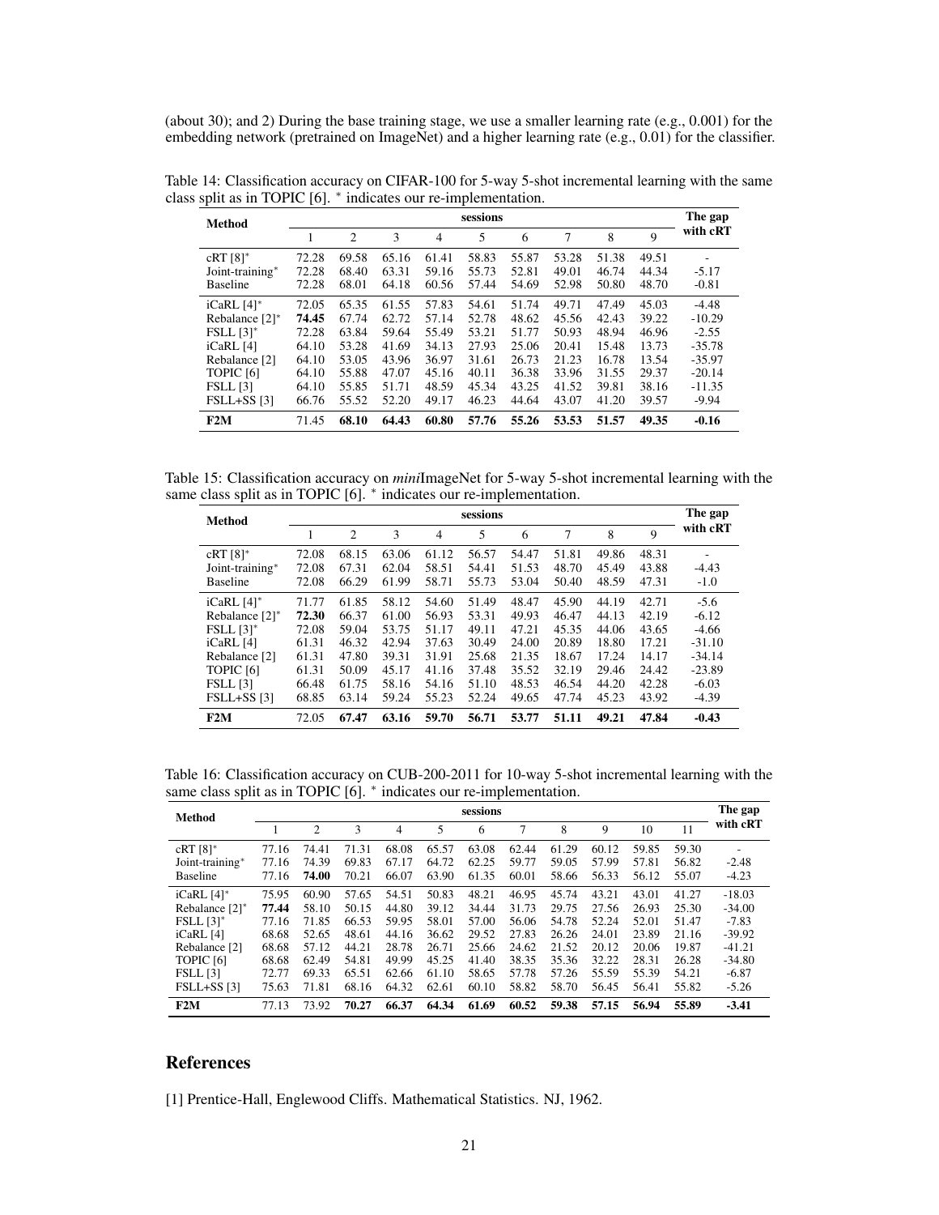(about 30); and 2) During the base training stage, we use a smaller learning rate (e.g., 0.001) for the embedding network (pretrained on ImageNet) and a higher learning rate (e.g., 0.01) for the classifier.

Table 14: Classification accuracy on CIFAR-100 for 5-way 5-shot incremental learning with the same class split as in TOPIC [6]. * indicates our re-implementation.

| Method | sessions | | | | | | | | | The gap with cRT |
|---|---|---|---|---|---|---|---|---|---|---|
| | 1 | 2 | 3 | 4 | 5 | 6 | 7 | 8 | 9 | |
| cRT [8]* | 72.28 | 69.58 | 65.16 | 61.41 | 58.83 | 55.87 | 53.28 | 51.38 | 49.51 | - |
| Joint-training* | 72.28 | 68.40 | 63.31 | 59.16 | 55.73 | 52.81 | 49.01 | 46.74 | 44.34 | -5.17 |
| Baseline | 72.28 | 68.01 | 64.18 | 60.56 | 57.44 | 54.69 | 52.98 | 50.80 | 48.70 | -0.81 |
| iCaRL [4]* | 72.05 | 65.35 | 61.55 | 57.83 | 54.61 | 51.74 | 49.71 | 47.49 | 45.03 | -4.48 |
| Rebalance [2]* | **74.45** | 67.74 | 62.72 | 57.14 | 52.78 | 48.62 | 45.56 | 42.43 | 39.22 | -10.29 |
| FSLL [3]* | 72.28 | 63.84 | 59.64 | 55.49 | 53.21 | 51.77 | 50.93 | 48.94 | 46.96 | -2.55 |
| iCaRL [4] | 64.10 | 53.28 | 41.69 | 34.13 | 27.93 | 25.06 | 20.41 | 15.48 | 13.73 | -35.78 |
| Rebalance [2] | 64.10 | 53.05 | 43.96 | 36.97 | 31.61 | 26.73 | 21.23 | 16.78 | 13.54 | -35.97 |
| TOPIC [6] | 64.10 | 55.88 | 47.07 | 45.16 | 40.11 | 36.38 | 33.96 | 31.55 | 29.37 | -20.14 |
| FSLL [3] | 64.10 | 55.85 | 51.71 | 48.59 | 45.34 | 43.25 | 41.52 | 39.81 | 38.16 | -11.35 |
| FSLL+SS [3] | 66.76 | 55.52 | 52.20 | 49.17 | 46.23 | 44.64 | 43.07 | 41.20 | 39.57 | -9.94 |
| **F2M** | 71.45 | **68.10** | **64.43** | **60.80** | **57.76** | **55.26** | **53.53** | **51.57** | **49.35** | **-0.16** |

Table 15: Classification accuracy on *mini*ImageNet for 5-way 5-shot incremental learning with the same class split as in TOPIC [6]. * indicates our re-implementation.

| Method | sessions | | | | | | | | | The gap with cRT |
|---|---|---|---|---|---|---|---|---|---|---|
| | 1 | 2 | 3 | 4 | 5 | 6 | 7 | 8 | 9 | |
| cRT [8]* | 72.08 | 68.15 | 63.06 | 61.12 | 56.57 | 54.47 | 51.81 | 49.86 | 48.31 | - |
| Joint-training* | 72.08 | 67.31 | 62.04 | 58.51 | 54.41 | 51.53 | 48.70 | 45.49 | 43.88 | -4.43 |
| Baseline | 72.08 | 66.29 | 61.99 | 58.71 | 55.73 | 53.04 | 50.40 | 48.59 | 47.31 | -1.0 |
| iCaRL [4]* | 71.77 | 61.85 | 58.12 | 54.60 | 51.49 | 48.47 | 45.90 | 44.19 | 42.71 | -5.6 |
| Rebalance [2]* | **72.30** | 66.37 | 61.00 | 56.93 | 53.31 | 49.93 | 46.47 | 44.13 | 42.19 | -6.12 |
| FSLL [3]* | 72.08 | 59.04 | 53.75 | 51.17 | 49.11 | 47.21 | 45.35 | 44.06 | 43.65 | -4.66 |
| iCaRL [4] | 61.31 | 46.32 | 42.94 | 37.63 | 30.49 | 24.00 | 20.89 | 18.80 | 17.21 | -31.10 |
| Rebalance [2] | 61.31 | 47.80 | 39.31 | 31.91 | 25.68 | 21.35 | 18.67 | 17.24 | 14.17 | -34.14 |
| TOPIC [6] | 61.31 | 50.09 | 45.17 | 41.16 | 37.48 | 35.52 | 32.19 | 29.46 | 24.42 | -23.89 |
| FSLL [3] | 66.48 | 61.75 | 58.16 | 54.16 | 51.10 | 48.53 | 46.54 | 44.20 | 42.28 | -6.03 |
| FSLL+SS [3] | 68.85 | 63.14 | 59.24 | 55.23 | 52.24 | 49.65 | 47.74 | 45.23 | 43.92 | -4.39 |
| **F2M** | 72.05 | **67.47** | **63.16** | **59.70** | **56.71** | **53.77** | **51.11** | **49.21** | **47.84** | **-0.43** |

Table 16: Classification accuracy on CUB-200-2011 for 10-way 5-shot incremental learning with the same class split as in TOPIC [6]. * indicates our re-implementation.

| Method | sessions | | | | | | | | | | | The gap with cRT |
|---|---|---|---|---|---|---|---|---|---|---|---|---|
| | 1 | 2 | 3 | 4 | 5 | 6 | 7 | 8 | 9 | 10 | 11 | |
| cRT [8]* | 77.16 | 74.41 | 71.31 | 68.08 | 65.57 | 63.08 | 62.44 | 61.29 | 60.12 | 59.85 | 59.30 | - |
| Joint-training* | 77.16 | 74.39 | 69.83 | 67.17 | 64.72 | 62.25 | 59.77 | 59.05 | 57.99 | 57.81 | 56.82 | -2.48 |
| Baseline | 77.16 | **74.00** | 70.21 | 66.07 | 63.90 | 61.35 | 60.01 | 58.66 | 56.33 | 56.12 | 55.07 | -4.23 |
| iCaRL [4]* | 75.95 | 60.90 | 57.65 | 54.51 | 50.83 | 48.21 | 46.95 | 45.74 | 43.21 | 43.01 | 41.27 | -18.03 |
| Rebalance [2]* | **77.44** | 58.10 | 50.15 | 44.80 | 39.12 | 34.44 | 31.73 | 29.75 | 27.56 | 26.93 | 25.30 | -34.00 |
| FSLL [3]* | 77.16 | 71.85 | 66.53 | 59.95 | 58.01 | 57.00 | 56.06 | 54.78 | 52.24 | 52.01 | 51.47 | -7.83 |
| iCaRL [4] | 68.68 | 52.65 | 48.61 | 44.16 | 36.62 | 29.52 | 27.83 | 26.26 | 24.01 | 23.89 | 21.16 | -39.92 |
| Rebalance [2] | 68.68 | 57.12 | 44.21 | 28.78 | 26.71 | 25.66 | 24.62 | 21.52 | 20.12 | 20.06 | 19.87 | -41.21 |
| TOPIC [6] | 68.68 | 62.49 | 54.81 | 49.99 | 45.25 | 41.40 | 38.35 | 35.36 | 32.22 | 28.31 | 26.28 | -34.80 |
| FSLL [3] | 72.77 | 69.33 | 65.51 | 62.66 | 61.10 | 58.65 | 57.78 | 57.26 | 55.59 | 55.39 | 54.21 | -6.87 |
| FSLL+SS [3] | 75.63 | 71.81 | 68.16 | 64.32 | 62.61 | 60.10 | 58.82 | 58.70 | 56.45 | 56.41 | 55.82 | -5.26 |
| **F2M** | 77.13 | 73.92 | **70.27** | **66.37** | **64.34** | **61.69** | **60.52** | **59.38** | **57.15** | **56.94** | **55.89** | **-3.41** |

## References

[1] Prentice-Hall, Englewood Cliffs. Mathematical Statistics. NJ, 1962.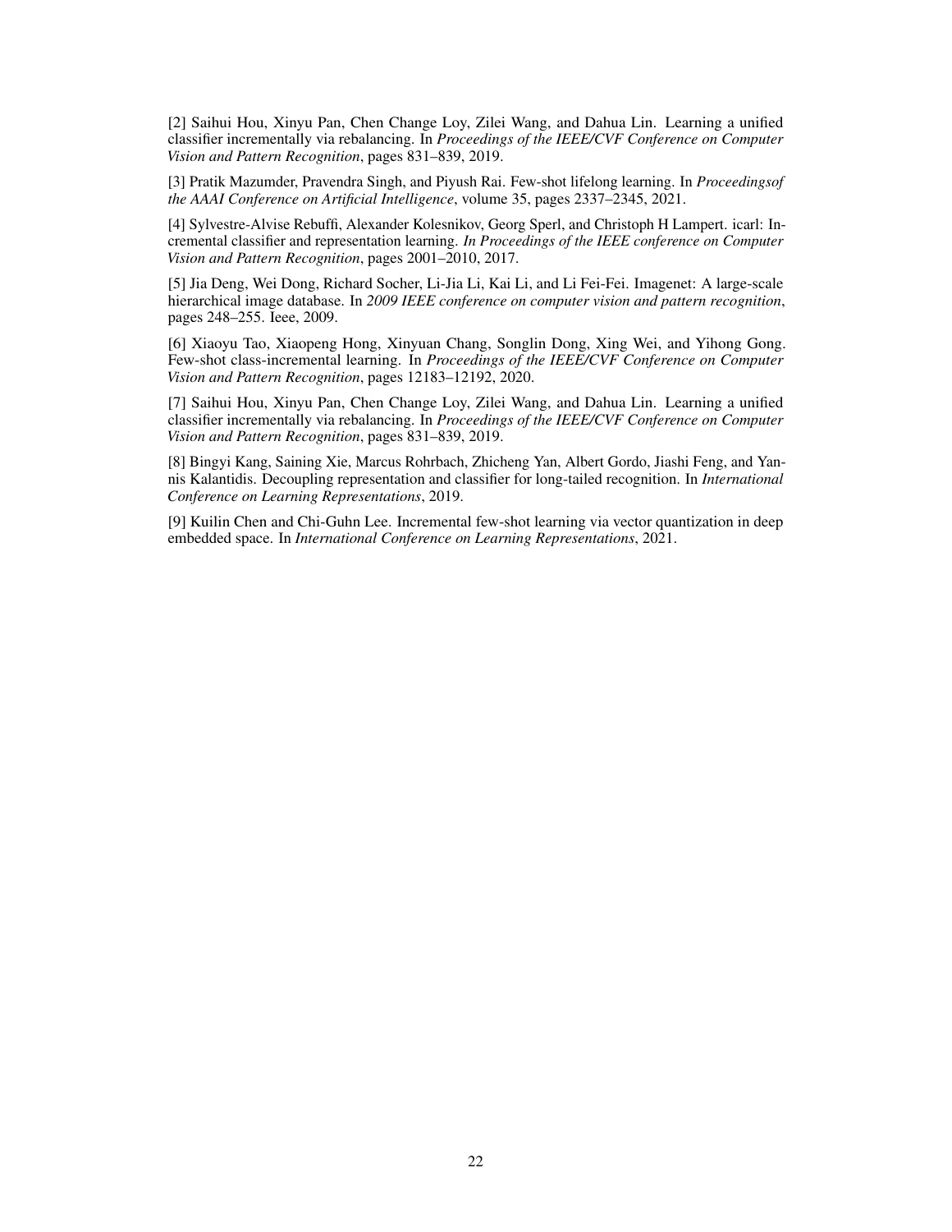[2] Saihui Hou, Xinyu Pan, Chen Change Loy, Zilei Wang, and Dahua Lin. Learning a unified classifier incrementally via rebalancing. In *Proceedings of the IEEE/CVF Conference on Computer Vision and Pattern Recognition*, pages 831–839, 2019.

[3] Pratik Mazumder, Pravendra Singh, and Piyush Rai. Few-shot lifelong learning. In *Proceedingsof the AAAI Conference on Artificial Intelligence*, volume 35, pages 2337–2345, 2021.

[4] Sylvestre-Alvise Rebuffi, Alexander Kolesnikov, Georg Sperl, and Christoph H Lampert. icarl: Incremental classifier and representation learning. *In Proceedings of the IEEE conference on Computer Vision and Pattern Recognition*, pages 2001–2010, 2017.

[5] Jia Deng, Wei Dong, Richard Socher, Li-Jia Li, Kai Li, and Li Fei-Fei. Imagenet: A large-scale hierarchical image database. In *2009 IEEE conference on computer vision and pattern recognition*, pages 248–255. Ieee, 2009.

[6] Xiaoyu Tao, Xiaopeng Hong, Xinyuan Chang, Songlin Dong, Xing Wei, and Yihong Gong. Few-shot class-incremental learning. In *Proceedings of the IEEE/CVF Conference on Computer Vision and Pattern Recognition*, pages 12183–12192, 2020.

[7] Saihui Hou, Xinyu Pan, Chen Change Loy, Zilei Wang, and Dahua Lin. Learning a unified classifier incrementally via rebalancing. In *Proceedings of the IEEE/CVF Conference on Computer Vision and Pattern Recognition*, pages 831–839, 2019.

[8] Bingyi Kang, Saining Xie, Marcus Rohrbach, Zhicheng Yan, Albert Gordo, Jiashi Feng, and Yannis Kalantidis. Decoupling representation and classifier for long-tailed recognition. In *International Conference on Learning Representations*, 2019.

[9] Kuilin Chen and Chi-Guhn Lee. Incremental few-shot learning via vector quantization in deep embedded space. In *International Conference on Learning Representations*, 2021.